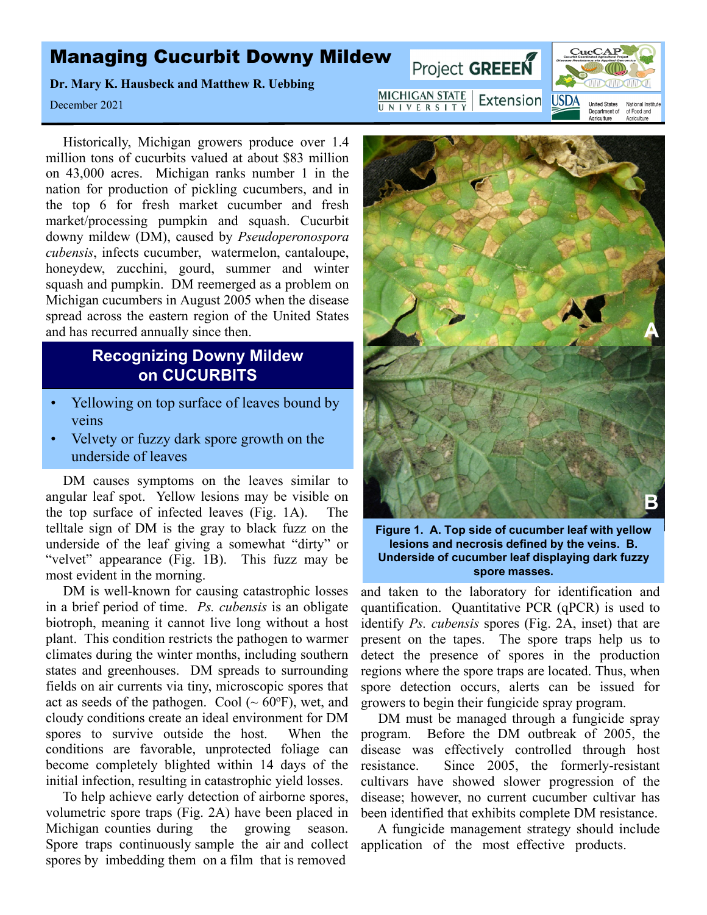# Managing Cucurbit Downy Mildew

**Dr. Mary K. Hausbeck and Matthew R. Uebbing**

December 2021

Historically, Michigan growers produce over 1.4 million tons of cucurbits valued at about $83 million on 43,000 acres. Michigan ranks number 1 in the nation for production of pickling cucumbers, and in the top 6 for fresh market cucumber and fresh market/processing pumpkin and squash. Cucurbit downy mildew (DM), caused by *Pseudoperonospora cubensis*, infects cucumber, watermelon, cantaloupe, honeydew, zucchini, gourd, summer and winter squash and pumpkin. DM reemerged as a problem on Michigan cucumbers in August 2005 when the disease spread across the eastern region of the United States and has recurred annually since then.

## Recognizing Downy Mildew on CUCURBITS

- Yellowing on top surface of leaves bound by veins
- Velvety or fuzzy dark spore growth on the underside of leaves

DM causes symptoms on the leaves similar to angular leaf spot. Yellow lesions may be visible on the top surface of infected leaves (Fig. 1A). The telltale sign of DM is the gray to black fuzz on the underside of the leaf giving a somewhat "dirty" or "velvet" appearance (Fig. 1B). This fuzz may be most evident in the morning.

DM is well-known for causing catastrophic losses in a brief period of time. *Ps. cubensis* is an obligate biotroph, meaning it cannot live long without a host plant. This condition restricts the pathogen to warmer climates during the winter months, including southern states and greenhouses. DM spreads to surrounding fields on air currents via tiny, microscopic spores that act as seeds of the pathogen. Cool (~ 60ºF), wet, and cloudy conditions create an ideal environment for DM spores to survive outside the host. When the conditions are favorable, unprotected foliage can become completely blighted within 14 days of the initial infection, resulting in catastrophic yield losses.

To help achieve early detection of airborne spores, volumetric spore traps (Fig. 2A) have been placed in Michigan counties during the growing season. Spore traps continuously sample the air and collect spores by imbedding them on a film that is removed and taken to the laboratory for identification and quantification. Quantitative PCR (qPCR) is used to identify *Ps. cubensis* spores (Fig. 2A, inset) that are present on the tapes. The spore traps help us to detect the presence of spores in the production regions where the spore traps are located. Thus, when spore detection occurs, alerts can be issued for growers to begin their fungicide spray program.

**Figure 1. A. Top side of cucumber leaf with yellow lesions and necrosis defined by the veins. B. Underside of cucumber leaf displaying dark fuzzy spore masses.**

DM must be managed through a fungicide spray program. Before the DM outbreak of 2005, the disease was effectively controlled through host resistance. Since 2005, the formerly-resistant cultivars have showed slower progression of the disease; however, no current cucumber cultivar has been identified that exhibits complete DM resistance.

A fungicide management strategy should include application of the most effective products.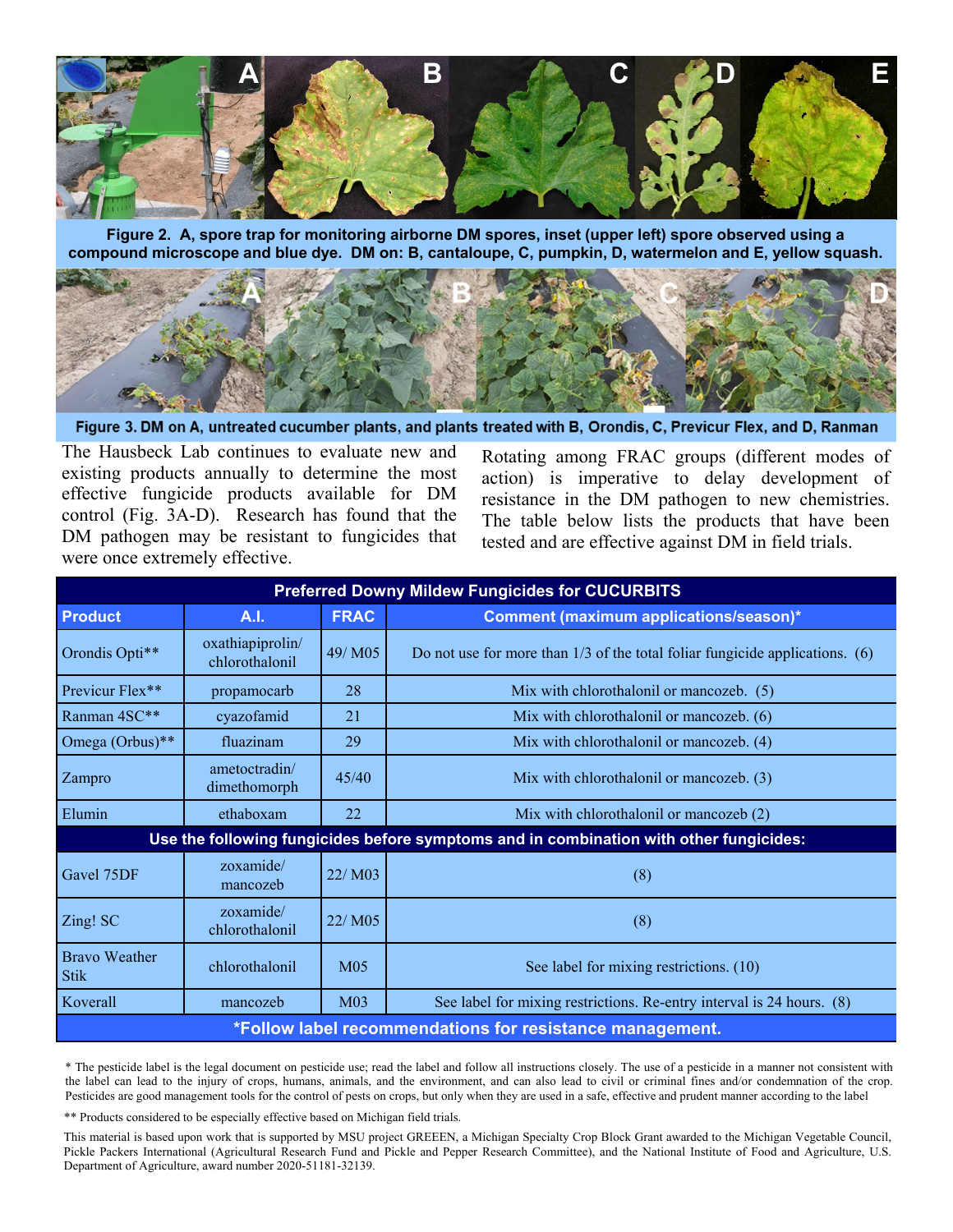Figure 2. A, spore trap for monitoring airborne DM spores, inset (upper left) spore observed using a compound microscope and blue dye. DM on: B, cantaloupe, C, pumpkin, D, watermelon and E, yellow squash.

Figure 3. DM on A, untreated cucumber plants, and plants treated with B, Orondis, C, Previcur Flex, and D, Ranman

The Hausbeck Lab continues to evaluate new and existing products annually to determine the most effective fungicide products available for DM control (Fig. 3A-D). Research has found that the DM pathogen may be resistant to fungicides that were once extremely effective.

Rotating among FRAC groups (different modes of action) is imperative to delay development of resistance in the DM pathogen to new chemistries. The table below lists the products that have been tested and are effective against DM in field trials.

| Preferred Downy Mildew Fungicides for CUCURBITS | | | |
|---|---|---|---|
| **Product** | **A.I.** | **FRAC** | **Comment (maximum applications/season)*** |
| Orondis Opti** | oxathiapiprolin/ chlorothalonil | 49/ M05 | Do not use for more than 1/3 of the total foliar fungicide applications. (6) |
| Previcur Flex** | propamocarb | 28 | Mix with chlorothalonil or mancozeb. (5) |
| Ranman 4SC** | cyazofamid | 21 | Mix with chlorothalonil or mancozeb. (6) |
| Omega (Orbus)** | fluazinam | 29 | Mix with chlorothalonil or mancozeb. (4) |
| Zampro | ametoctradin/ dimethomorph | 45/40 | Mix with chlorothalonil or mancozeb. (3) |
| Elumin | ethaboxam | 22 | Mix with chlorothalonil or mancozeb (2) |
| **Use the following fungicides before symptoms and in combination with other fungicides:** | | | |
| Gavel 75DF | zoxamide/ mancozeb | 22/ M03 | (8) |
| Zing! SC | zoxamide/ chlorothalonil | 22/ M05 | (8) |
| Bravo Weather Stik | chlorothalonil | M05 | See label for mixing restrictions. (10) |
| Koverall | mancozeb | M03 | See label for mixing restrictions. Re-entry interval is 24 hours. (8) |
| ***Follow label recommendations for resistance management.** | | | |

* The pesticide label is the legal document on pesticide use; read the label and follow all instructions closely. The use of a pesticide in a manner not consistent with the label can lead to the injury of crops, humans, animals, and the environment, and can also lead to civil or criminal fines and/or condemnation of the crop. Pesticides are good management tools for the control of pests on crops, but only when they are used in a safe, effective and prudent manner according to the label

** Products considered to be especially effective based on Michigan field trials.

This material is based upon work that is supported by MSU project GREEEN, a Michigan Specialty Crop Block Grant awarded to the Michigan Vegetable Council, Pickle Packers International (Agricultural Research Fund and Pickle and Pepper Research Committee), and the National Institute of Food and Agriculture, U.S. Department of Agriculture, award number 2020-51181-32139.